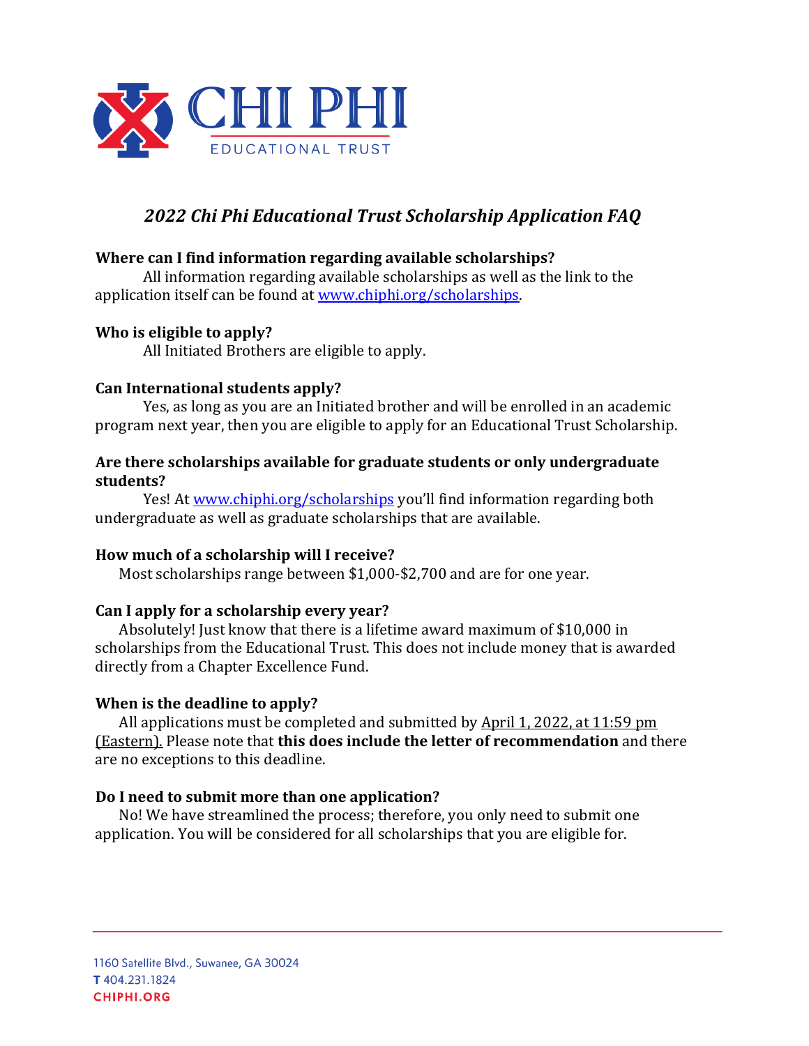# 2022 Chi Phi Educational Trust Scholarship Application FAQ

**Where can I find information regarding available scholarships?**

All information regarding available scholarships as well as the link to the application itself can be found at [www.chiphi.org/scholarships](http://www.chiphi.org/scholarships).

**Who is eligible to apply?**

All Initiated Brothers are eligible to apply.

**Can International students apply?**

Yes, as long as you are an Initiated brother and will be enrolled in an academic program next year, then you are eligible to apply for an Educational Trust Scholarship.

**Are there scholarships available for graduate students or only undergraduate students?**

Yes! At [www.chiphi.org/scholarships](http://www.chiphi.org/scholarships) you'll find information regarding both undergraduate as well as graduate scholarships that are available.

**How much of a scholarship will I receive?**

Most scholarships range between $1,000-$2,700 and are for one year.

**Can I apply for a scholarship every year?**

Absolutely! Just know that there is a lifetime award maximum of $10,000 in scholarships from the Educational Trust. This does not include money that is awarded directly from a Chapter Excellence Fund.

**When is the deadline to apply?**

All applications must be completed and submitted by April 1, 2022, at 11:59 pm (Eastern). Please note that **this does include the letter of recommendation** and there are no exceptions to this deadline.

**Do I need to submit more than one application?**

No! We have streamlined the process; therefore, you only need to submit one application. You will be considered for all scholarships that you are eligible for.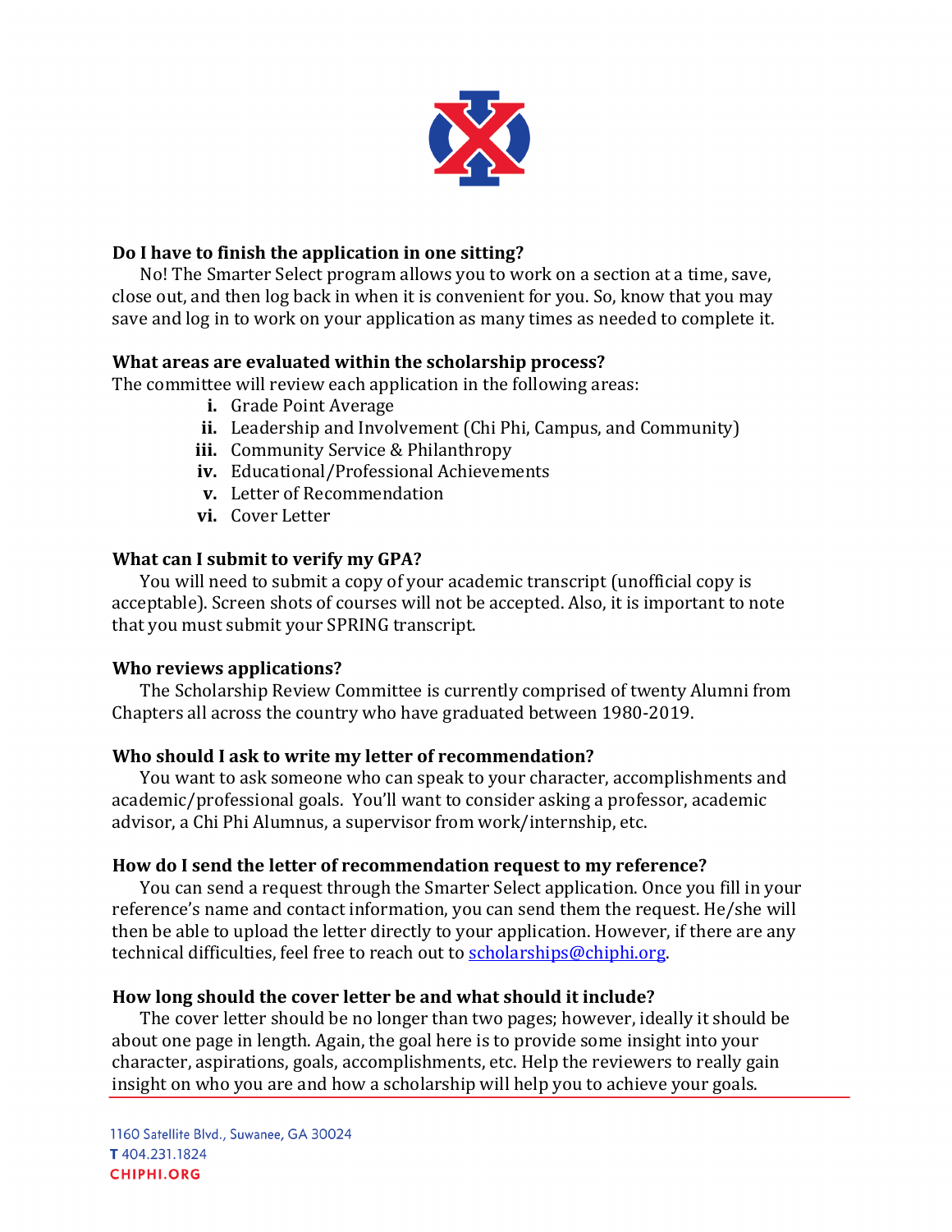**Do I have to finish the application in one sitting?**

No! The Smarter Select program allows you to work on a section at a time, save, close out, and then log back in when it is convenient for you. So, know that you may save and log in to work on your application as many times as needed to complete it.

**What areas are evaluated within the scholarship process?**

The committee will review each application in the following areas:

- **i.** Grade Point Average
- **ii.** Leadership and Involvement (Chi Phi, Campus, and Community)
- **iii.** Community Service & Philanthropy
- **iv.** Educational/Professional Achievements
- **v.** Letter of Recommendation
- **vi.** Cover Letter

**What can I submit to verify my GPA?**

You will need to submit a copy of your academic transcript (unofficial copy is acceptable). Screen shots of courses will not be accepted. Also, it is important to note that you must submit your SPRING transcript.

**Who reviews applications?**

The Scholarship Review Committee is currently comprised of twenty Alumni from Chapters all across the country who have graduated between 1980-2019.

**Who should I ask to write my letter of recommendation?**

You want to ask someone who can speak to your character, accomplishments and academic/professional goals. You'll want to consider asking a professor, academic advisor, a Chi Phi Alumnus, a supervisor from work/internship, etc.

**How do I send the letter of recommendation request to my reference?**

You can send a request through the Smarter Select application. Once you fill in your reference's name and contact information, you can send them the request. He/she will then be able to upload the letter directly to your application. However, if there are any technical difficulties, feel free to reach out to scholarships@chiphi.org.

**How long should the cover letter be and what should it include?**

The cover letter should be no longer than two pages; however, ideally it should be about one page in length. Again, the goal here is to provide some insight into your character, aspirations, goals, accomplishments, etc. Help the reviewers to really gain insight on who you are and how a scholarship will help you to achieve your goals.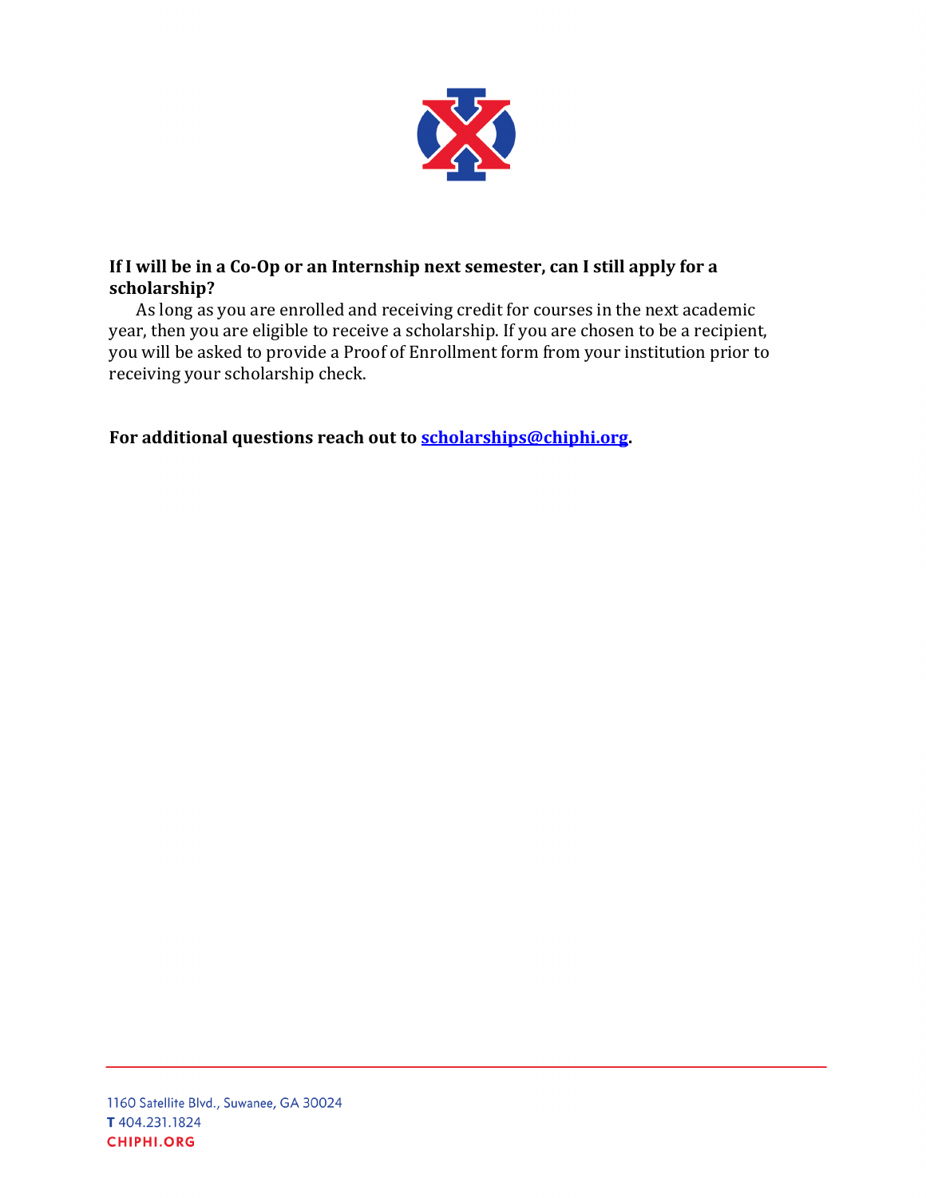**If I will be in a Co-Op or an Internship next semester, can I still apply for a scholarship?**

As long as you are enrolled and receiving credit for courses in the next academic year, then you are eligible to receive a scholarship. If you are chosen to be a recipient, you will be asked to provide a Proof of Enrollment form from your institution prior to receiving your scholarship check.

**For additional questions reach out to scholarships@chiphi.org.**